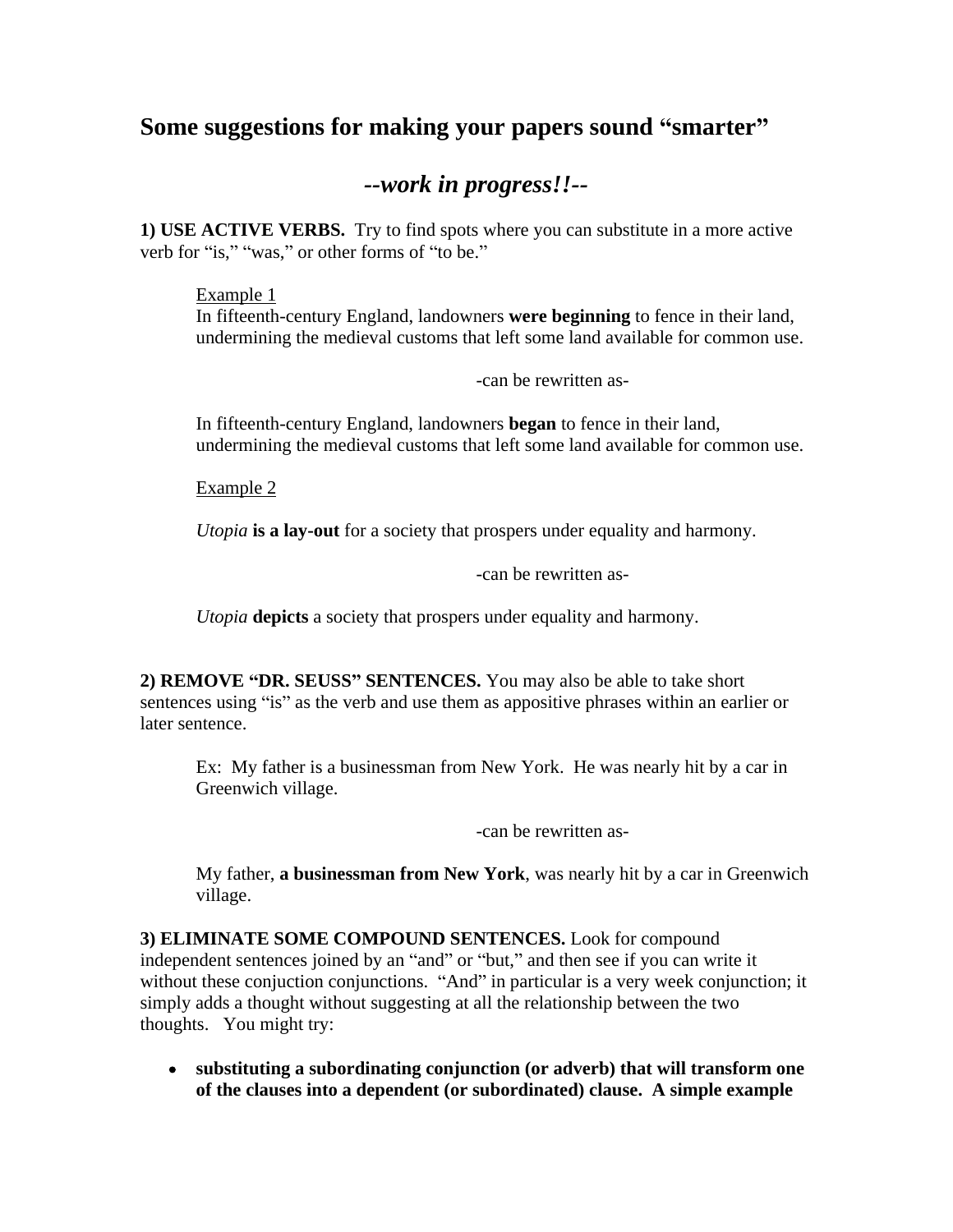## Some suggestions for making your papers sound "smarter"

### *--work in progress!!--*

**1) USE ACTIVE VERBS.** Try to find spots where you can substitute in a more active verb for "is," "was," or other forms of "to be."

> Example 1
>
> In fifteenth-century England, landowners **were beginning** to fence in their land, undermining the medieval customs that left some land available for common use.
>
> -can be rewritten as-
>
> In fifteenth-century England, landowners **began** to fence in their land, undermining the medieval customs that left some land available for common use.
>
> Example 2
>
> *Utopia* **is a lay-out** for a society that prospers under equality and harmony.
>
> -can be rewritten as-
>
> *Utopia* **depicts** a society that prospers under equality and harmony.

**2) REMOVE "DR. SEUSS" SENTENCES.** You may also be able to take short sentences using "is" as the verb and use them as appositive phrases within an earlier or later sentence.

> Ex: My father is a businessman from New York. He was nearly hit by a car in Greenwich village.
>
> -can be rewritten as-
>
> My father, **a businessman from New York**, was nearly hit by a car in Greenwich village.

**3) ELIMINATE SOME COMPOUND SENTENCES.** Look for compound independent sentences joined by an "and" or "but," and then see if you can write it without these conjuction conjunctions. "And" in particular is a very week conjunction; it simply adds a thought without suggesting at all the relationship between the two thoughts. You might try:

- **substituting a subordinating conjunction (or adverb) that will transform one of the clauses into a dependent (or subordinated) clause. A simple example**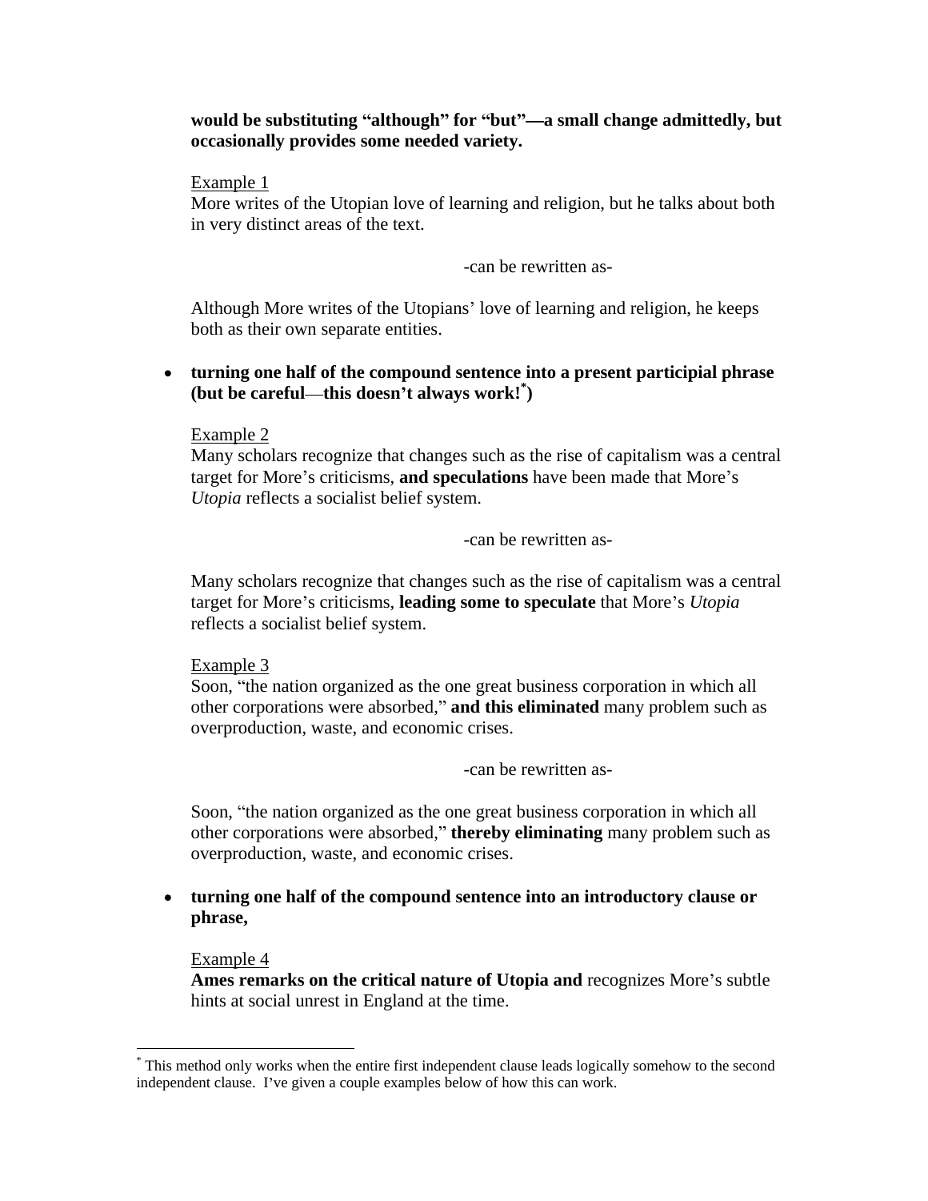**would be substituting "although" for "but"—a small change admittedly, but occasionally provides some needed variety.**

Example 1
More writes of the Utopian love of learning and religion, but he talks about both in very distinct areas of the text.

-can be rewritten as-

Although More writes of the Utopians' love of learning and religion, he keeps both as their own separate entities.

- **turning one half of the compound sentence into a present participial phrase (but be careful—this doesn't always work!*)**

Example 2
Many scholars recognize that changes such as the rise of capitalism was a central target for More's criticisms, **and speculations** have been made that More's *Utopia* reflects a socialist belief system.

-can be rewritten as-

Many scholars recognize that changes such as the rise of capitalism was a central target for More's criticisms, **leading some to speculate** that More's *Utopia* reflects a socialist belief system.

Example 3
Soon, "the nation organized as the one great business corporation in which all other corporations were absorbed," **and this eliminated** many problem such as overproduction, waste, and economic crises.

-can be rewritten as-

Soon, "the nation organized as the one great business corporation in which all other corporations were absorbed," **thereby eliminating** many problem such as overproduction, waste, and economic crises.

- **turning one half of the compound sentence into an introductory clause or phrase,**

Example 4
**Ames remarks on the critical nature of Utopia and** recognizes More's subtle hints at social unrest in England at the time.

* This method only works when the entire first independent clause leads logically somehow to the second independent clause. I've given a couple examples below of how this can work.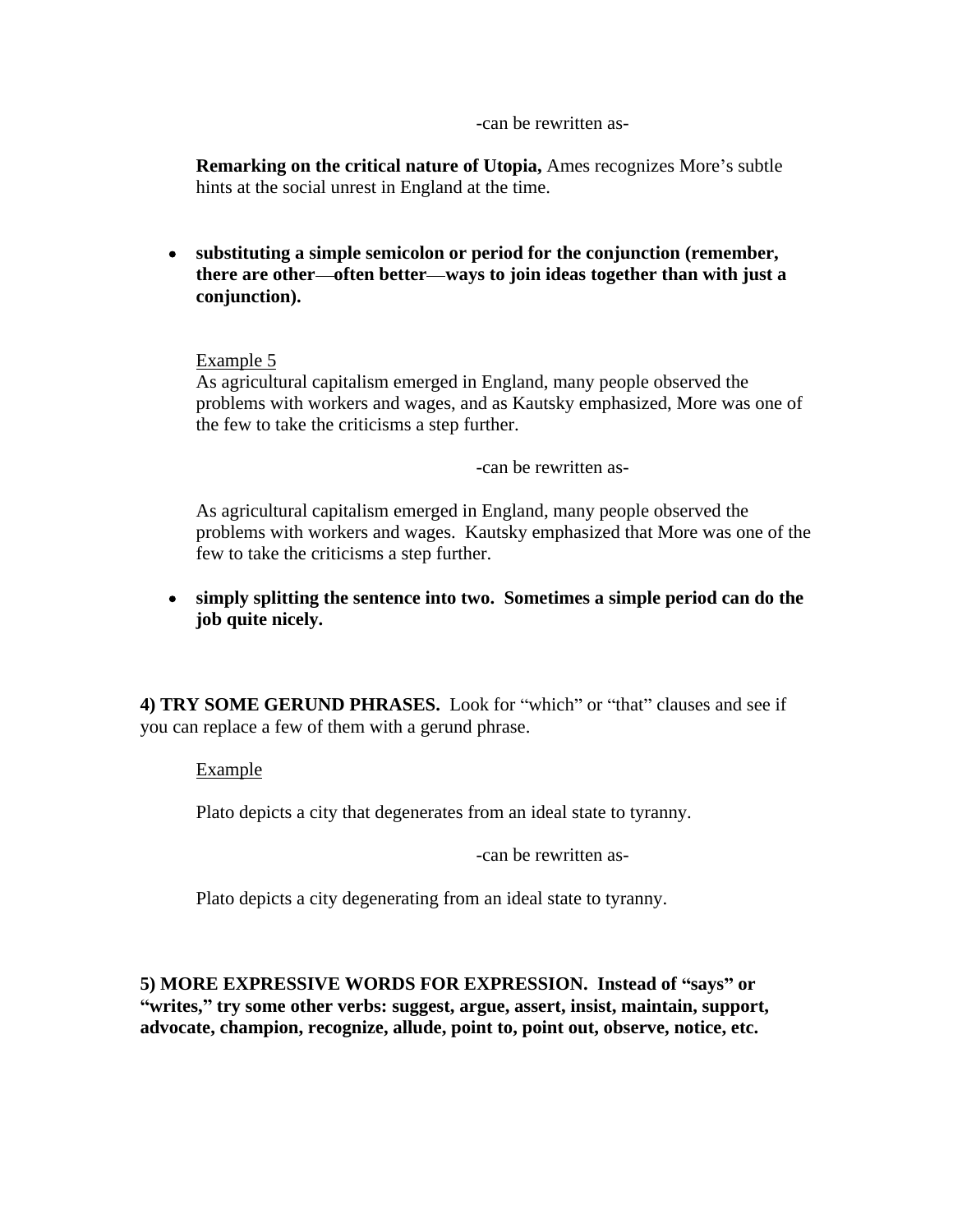-can be rewritten as-

**Remarking on the critical nature of Utopia,** Ames recognizes More's subtle hints at the social unrest in England at the time.

- **substituting a simple semicolon or period for the conjunction (remember, there are other—often better—ways to join ideas together than with just a conjunction).**

Example 5

As agricultural capitalism emerged in England, many people observed the problems with workers and wages, and as Kautsky emphasized, More was one of the few to take the criticisms a step further.

-can be rewritten as-

As agricultural capitalism emerged in England, many people observed the problems with workers and wages. Kautsky emphasized that More was one of the few to take the criticisms a step further.

- **simply splitting the sentence into two. Sometimes a simple period can do the job quite nicely.**

**4) TRY SOME GERUND PHRASES.** Look for "which" or "that" clauses and see if you can replace a few of them with a gerund phrase.

Example

Plato depicts a city that degenerates from an ideal state to tyranny.

-can be rewritten as-

Plato depicts a city degenerating from an ideal state to tyranny.

**5) MORE EXPRESSIVE WORDS FOR EXPRESSION. Instead of "says" or "writes," try some other verbs: suggest, argue, assert, insist, maintain, support, advocate, champion, recognize, allude, point to, point out, observe, notice, etc.**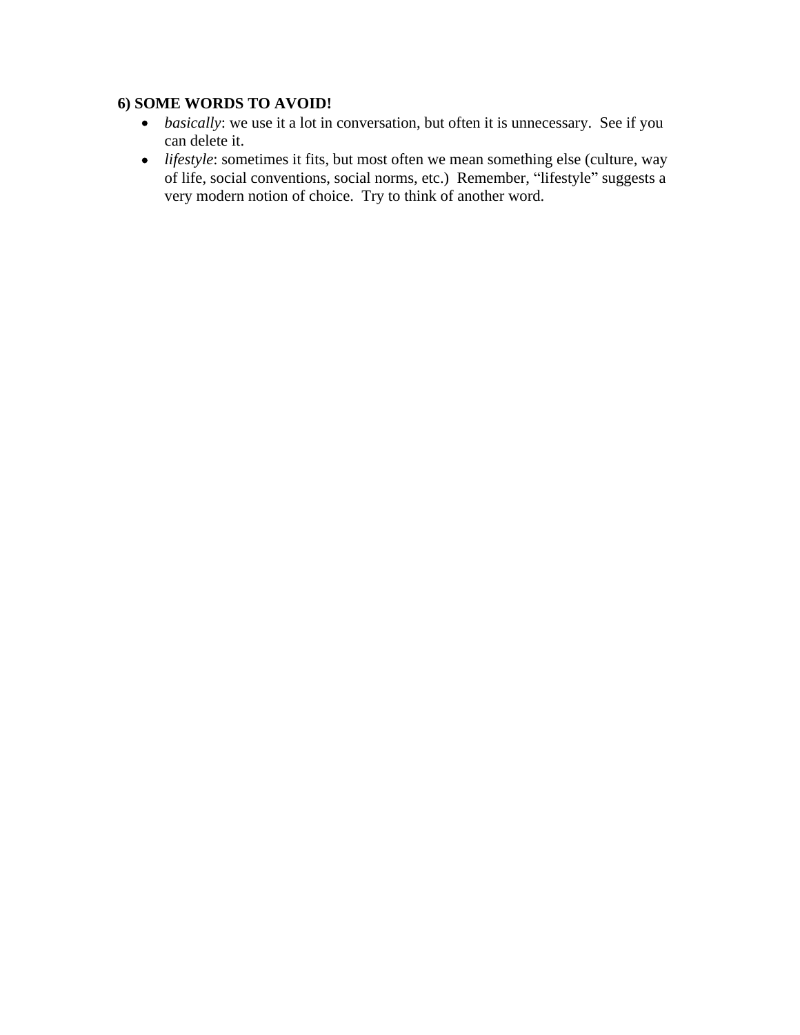**6) SOME WORDS TO AVOID!**

- *basically*: we use it a lot in conversation, but often it is unnecessary.  See if you can delete it.
- *lifestyle*: sometimes it fits, but most often we mean something else (culture, way of life, social conventions, social norms, etc.)  Remember, "lifestyle" suggests a very modern notion of choice.  Try to think of another word.